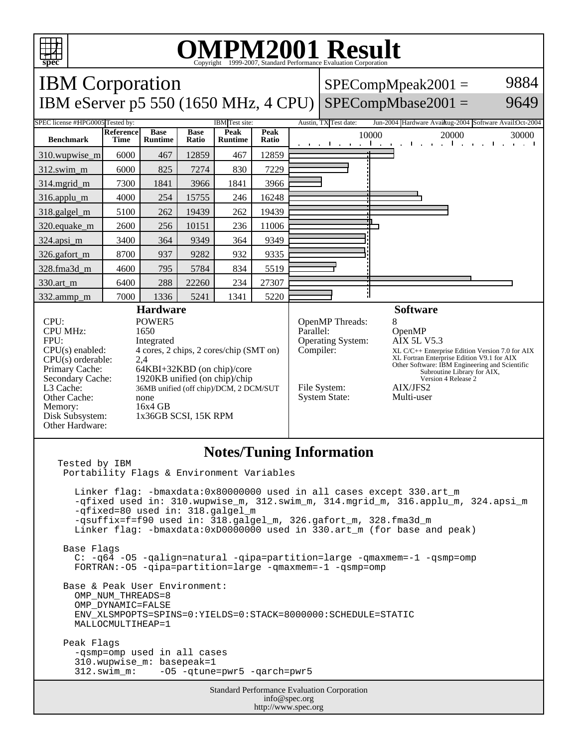# OMPM2001 Result

Copyright 1999-2007, Standard Performance Evaluation Corporation

## IBM Corporation

## IBM eServer p5 550 (1650 MHz, 4 CPU)

SPECompMpeak2001 = 9884

SPECompMbase2001 = 9649

SPEC license #: HPG0005 | Tested by: IBM | Test site: Austin, TX | Test date: Jun-2004 | Hardware Avail: Aug-2004 | Software Avail: Oct-2004

| Benchmark | Reference Time | Base Runtime | Base Ratio | Peak Runtime | Peak Ratio |
|---|---|---|---|---|---|
| 310.wupwise_m | 6000 | 467 | 12859 | 467 | 12859 |
| 312.swim_m | 6000 | 825 | 7274 | 830 | 7229 |
| 314.mgrid_m | 7300 | 1841 | 3966 | 1841 | 3966 |
| 316.applu_m | 4000 | 254 | 15755 | 246 | 16248 |
| 318.galgel_m | 5100 | 262 | 19439 | 262 | 19439 |
| 320.equake_m | 2600 | 256 | 10151 | 236 | 11006 |
| 324.apsi_m | 3400 | 364 | 9349 | 364 | 9349 |
| 326.gafort_m | 8700 | 937 | 9282 | 932 | 9335 |
| 328.fma3d_m | 4600 | 795 | 5784 | 834 | 5519 |
| 330.art_m | 6400 | 288 | 22260 | 234 | 27307 |
| 332.ammp_m | 7000 | 1336 | 5241 | 1341 | 5220 |

### Hardware

| | |
|---|---|
| CPU: | POWER5 |
| CPU MHz: | 1650 |
| FPU: | Integrated |
| CPU(s) enabled: | 4 cores, 2 chips, 2 cores/chip (SMT on) |
| CPU(s) orderable: | 2,4 |
| Primary Cache: | 64KBI+32KBD (on chip)/core |
| Secondary Cache: | 1920KB unified (on chip)/chip |
| L3 Cache: | 36MB unified (off chip)/DCM, 2 DCM/SUT |
| Other Cache: | none |
| Memory: | 16x4 GB |
| Disk Subsystem: | 1x36GB SCSI, 15K RPM |
| Other Hardware: | |

### Software

| | |
|---|---|
| OpenMP Threads: | 8 |
| Parallel: | OpenMP |
| Operating System: | AIX 5L V5.3 |
| Compiler: | XL C/C++ Enterprise Edition Version 7.0 for AIX<br>XL Fortran Enterprise Edition V9.1 for AIX<br>Other Software: IBM Engineering and Scientific Subroutine Library for AIX, Version 4 Release 2 |
| File System: | AIX/JFS2 |
| System State: | Multi-user |

### Notes/Tuning Information

```
Tested by IBM
 Portability Flags & Environment Variables

   Linker flag: -bmaxdata:0x80000000 used in all cases except 330.art_m
   -qfixed used in: 310.wupwise_m, 312.swim_m, 314.mgrid_m, 316.applu_m, 324.apsi_m
   -qfixed=80 used in: 318.galgel_m
   -qsuffix=f=f90 used in: 318.galgel_m, 326.gafort_m, 328.fma3d_m
   Linker flag: -bmaxdata:0xD0000000 used in 330.art_m (for base and peak)

 Base Flags
   C: -q64 -O5 -qalign=natural -qipa=partition=large -qmaxmem=-1 -qsmp=omp
   FORTRAN:-O5 -qipa=partition=large -qmaxmem=-1 -qsmp=omp

 Base & Peak User Environment:
   OMP_NUM_THREADS=8
   OMP_DYNAMIC=FALSE
   ENV_XLSMPOPTS=SPINS=0:YIELDS=0:STACK=8000000:SCHEDULE=STATIC
   MALLOCMULTIHEAP=1

 Peak Flags
   -qsmp=omp used in all cases
   310.wupwise_m: basepeak=1
   312.swim_m:    -O5 -qtune=pwr5 -qarch=pwr5
```

Standard Performance Evaluation Corporation
info@spec.org
http://www.spec.org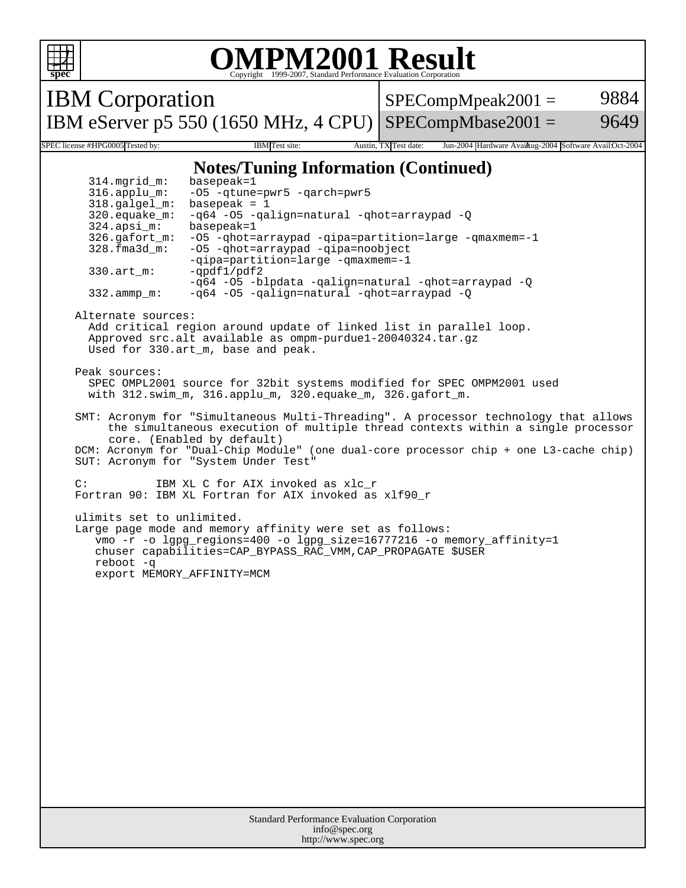# OMPM2001 Result

Copyright 1999-2007, Standard Performance Evaluation Corporation

IBM Corporation
IBM eServer p5 550 (1650 MHz, 4 CPU)

SPECompMpeak2001 = 9884
SPECompMbase2001 = 9649

SPEC license #: HPG0005 | Tested by: IBM | Test site: Austin, TX | Test date: Jun-2004 | Hardware Avail: Aug-2004 | Software Avail: Oct-2004

## Notes/Tuning Information (Continued)

```
  314.mgrid_m:   basepeak=1
  316.applu_m:   -O5 -qtune=pwr5 -qarch=pwr5
  318.galgel_m:  basepeak = 1
  320.equake_m:  -q64 -O5 -qalign=natural -qhot=arraypad -Q
  324.apsi_m:    basepeak=1
  326.gafort_m:  -O5 -qhot=arraypad -qipa=partition=large -qmaxmem=-1
  328.fma3d_m:   -O5 -qhot=arraypad -qipa=noobject
                 -qipa=partition=large -qmaxmem=-1
  330.art_m:     -qpdf1/pdf2
                 -q64 -O5 -blpdata -qalign=natural -qhot=arraypad -Q
  332.ammp_m:    -q64 -O5 -qalign=natural -qhot=arraypad -Q

Alternate sources:
  Add critical region around update of linked list in parallel loop.
  Approved src.alt available as ompm-purdue1-20040324.tar.gz
  Used for 330.art_m, base and peak.

Peak sources:
  SPEC OMPL2001 source for 32bit systems modified for SPEC OMPM2001 used
  with 312.swim_m, 316.applu_m, 320.equake_m, 326.gafort_m.

SMT: Acronym for "Simultaneous Multi-Threading". A processor technology that allows
     the simultaneous execution of multiple thread contexts within a single processor
     core. (Enabled by default)
DCM: Acronym for "Dual-Chip Module" (one dual-core processor chip + one L3-cache chip)
SUT: Acronym for "System Under Test"

C:         IBM XL C for AIX invoked as xlc_r
Fortran 90: IBM XL Fortran for AIX invoked as xlf90_r

ulimits set to unlimited.
Large page mode and memory affinity were set as follows:
   vmo -r -o lgpg_regions=400 -o lgpg_size=16777216 -o memory_affinity=1
   chuser capabilities=CAP_BYPASS_RAC_VMM,CAP_PROPAGATE $USER
   reboot -q
   export MEMORY_AFFINITY=MCM
```

Standard Performance Evaluation Corporation
info@spec.org
http://www.spec.org